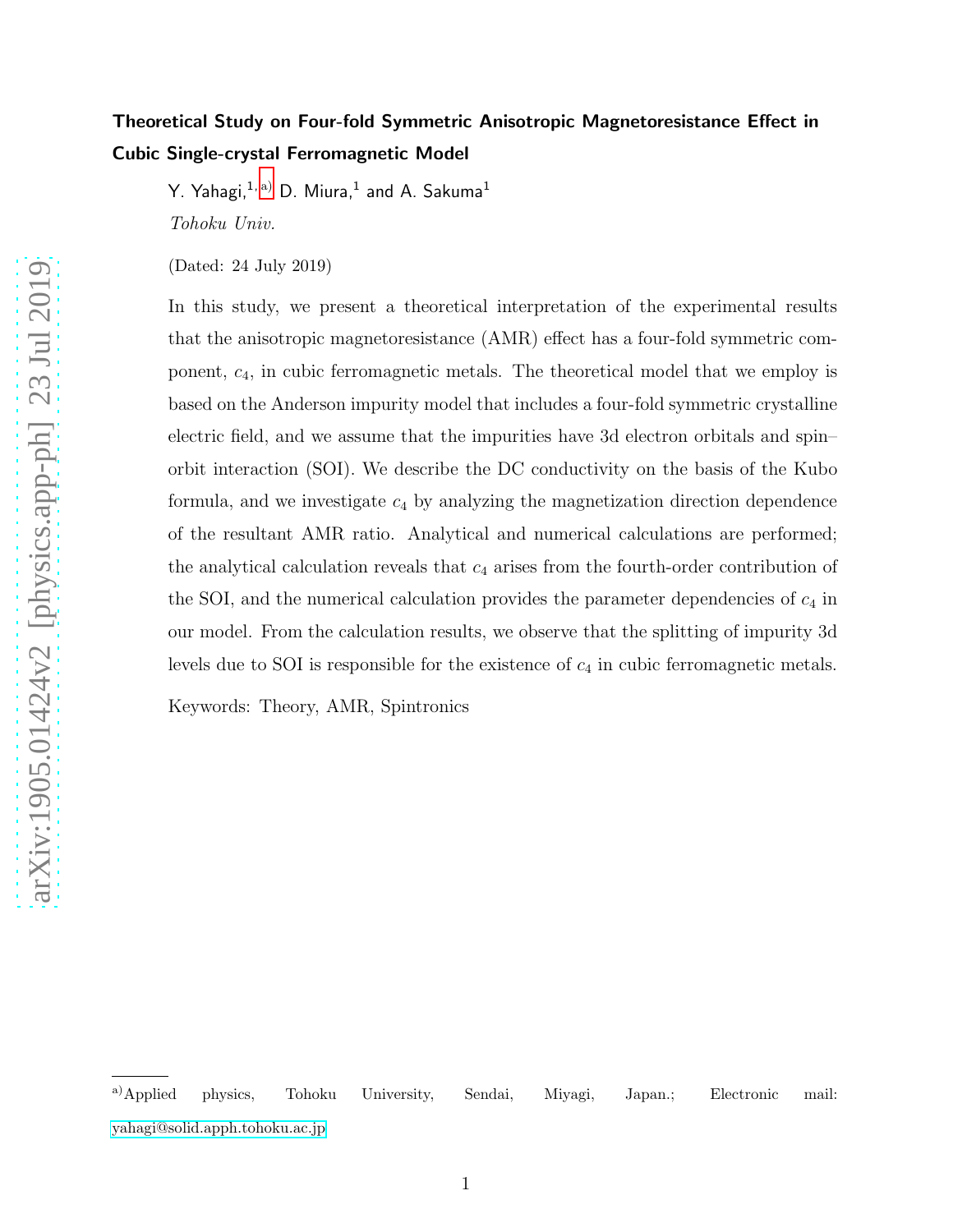# Theoretical Study on Four-fold Symmetric Anisotropic Magnetoresistance Effect in Cubic Single-crystal Ferromagnetic Model

Y. Yahagi,[1,a] D. Miura,[1] and A. Sakuma[1]

*Tohoku Univ.*

(Dated: 24 July 2019)

In this study, we present a theoretical interpretation of the experimental results that the anisotropic magnetoresistance (AMR) effect has a four-fold symmetric component, $c_4$, in cubic ferromagnetic metals. The theoretical model that we employ is based on the Anderson impurity model that includes a four-fold symmetric crystalline electric field, and we assume that the impurities have 3d electron orbitals and spin–orbit interaction (SOI). We describe the DC conductivity on the basis of the Kubo formula, and we investigate $c_4$ by analyzing the magnetization direction dependence of the resultant AMR ratio. Analytical and numerical calculations are performed; the analytical calculation reveals that $c_4$ arises from the fourth-order contribution of the SOI, and the numerical calculation provides the parameter dependencies of $c_4$ in our model. From the calculation results, we observe that the splitting of impurity 3d levels due to SOI is responsible for the existence of $c_4$ in cubic ferromagnetic metals.

Keywords: Theory, AMR, Spintronics

---

[a] Applied physics, Tohoku University, Sendai, Miyagi, Japan.; Electronic mail: yahagi@solid.apph.tohoku.ac.jp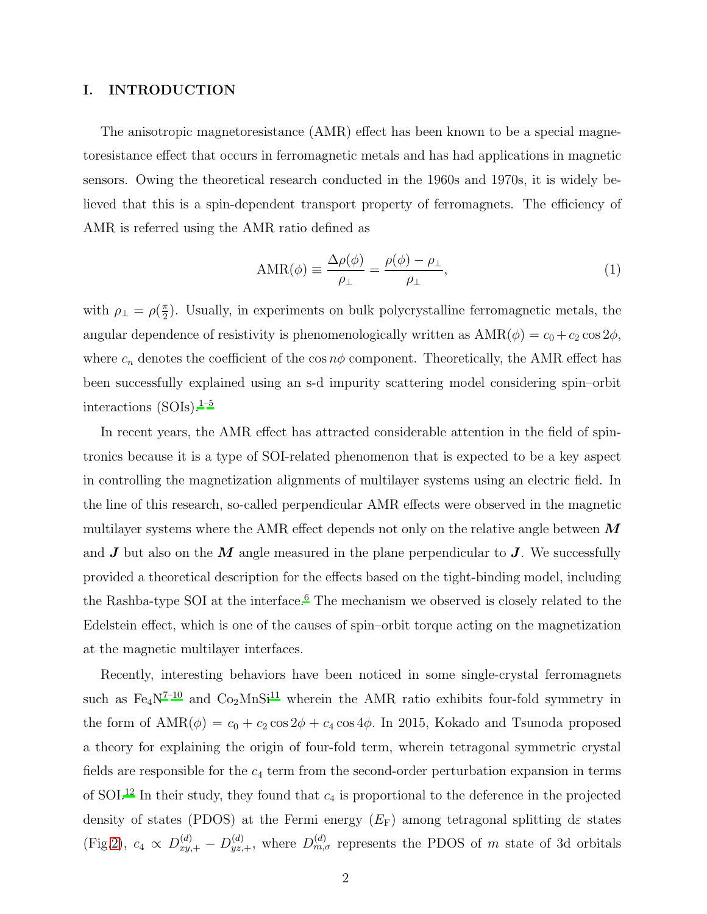## I. INTRODUCTION

The anisotropic magnetoresistance (AMR) effect has been known to be a special magnetoresistance effect that occurs in ferromagnetic metals and has had applications in magnetic sensors. Owing the theoretical research conducted in the 1960s and 1970s, it is widely believed that this is a spin-dependent transport property of ferromagnets. The efficiency of AMR is referred using the AMR ratio defined as

$$\mathrm{AMR}(\phi) \equiv \frac{\Delta\rho(\phi)}{\rho_\perp} = \frac{\rho(\phi) - \rho_\perp}{\rho_\perp}, \tag{1}$$

with $\rho_\perp = \rho(\frac{\pi}{2})$. Usually, in experiments on bulk polycrystalline ferromagnetic metals, the angular dependence of resistivity is phenomenologically written as $\mathrm{AMR}(\phi) = c_0 + c_2 \cos 2\phi$, where $c_n$ denotes the coefficient of the $\cos n\phi$ component. Theoretically, the AMR effect has been successfully explained using an s-d impurity scattering model considering spin–orbit interactions (SOIs).[1–5]

In recent years, the AMR effect has attracted considerable attention in the field of spintronics because it is a type of SOI-related phenomenon that is expected to be a key aspect in controlling the magnetization alignments of multilayer systems using an electric field. In the line of this research, so-called perpendicular AMR effects were observed in the magnetic multilayer systems where the AMR effect depends not only on the relative angle between $\boldsymbol{M}$ and $\boldsymbol{J}$ but also on the $\boldsymbol{M}$ angle measured in the plane perpendicular to $\boldsymbol{J}$. We successfully provided a theoretical description for the effects based on the tight-binding model, including the Rashba-type SOI at the interface.[6] The mechanism we observed is closely related to the Edelstein effect, which is one of the causes of spin–orbit torque acting on the magnetization at the magnetic multilayer interfaces.

Recently, interesting behaviors have been noticed in some single-crystal ferromagnets such as $Fe_4N$[7–10] and $Co_2MnSi$[11] wherein the AMR ratio exhibits four-fold symmetry in the form of $\mathrm{AMR}(\phi) = c_0 + c_2 \cos 2\phi + c_4 \cos 4\phi$. In 2015, Kokado and Tsunoda proposed a theory for explaining the origin of four-fold term, wherein tetragonal symmetric crystal fields are responsible for the $c_4$ term from the second-order perturbation expansion in terms of SOI.[12] In their study, they found that $c_4$ is proportional to the deference in the projected density of states (PDOS) at the Fermi energy ($E_{\mathrm{F}}$) among tetragonal splitting d$\varepsilon$ states (Fig.2), $c_4 \propto D^{(d)}_{xy,+} - D^{(d)}_{yz,+}$, where $D^{(d)}_{m,\sigma}$ represents the PDOS of $m$ state of 3d orbitals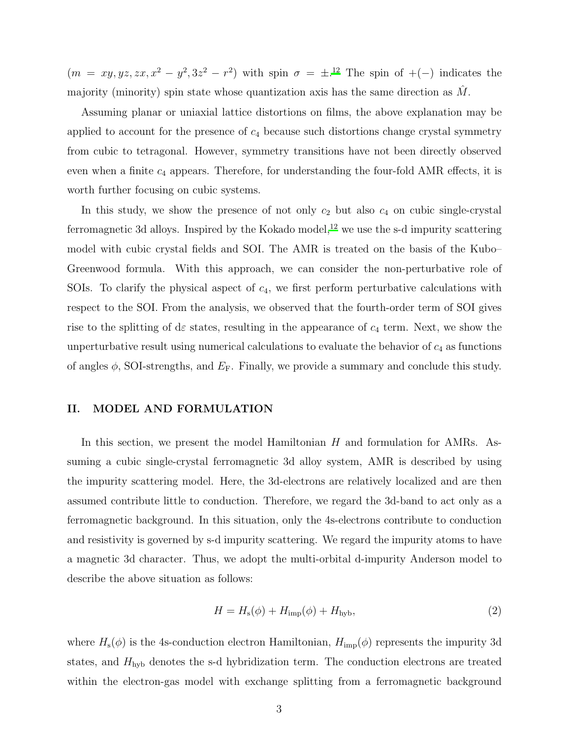($m = xy, yz, zx, x^2 - y^2, 3z^2 - r^2$) with spin $\sigma = \pm$.[12] The spin of $+(-)$ indicates the majority (minority) spin state whose quantization axis has the same direction as $\hat{M}$.

Assuming planar or uniaxial lattice distortions on films, the above explanation may be applied to account for the presence of $c_4$ because such distortions change crystal symmetry from cubic to tetragonal. However, symmetry transitions have not been directly observed even when a finite $c_4$ appears. Therefore, for understanding the four-fold AMR effects, it is worth further focusing on cubic systems.

In this study, we show the presence of not only $c_2$ but also $c_4$ on cubic single-crystal ferromagnetic 3d alloys. Inspired by the Kokado model,[12] we use the s-d impurity scattering model with cubic crystal fields and SOI. The AMR is treated on the basis of the Kubo–Greenwood formula. With this approach, we can consider the non-perturbative role of SOIs. To clarify the physical aspect of $c_4$, we first perform perturbative calculations with respect to the SOI. From the analysis, we observed that the fourth-order term of SOI gives rise to the splitting of d$\varepsilon$ states, resulting in the appearance of $c_4$ term. Next, we show the unperturbative result using numerical calculations to evaluate the behavior of $c_4$ as functions of angles $\phi$, SOI-strengths, and $E_\mathrm{F}$. Finally, we provide a summary and conclude this study.

## II. MODEL AND FORMULATION

In this section, we present the model Hamiltonian $H$ and formulation for AMRs. Assuming a cubic single-crystal ferromagnetic 3d alloy system, AMR is described by using the impurity scattering model. Here, the 3d-electrons are relatively localized and are then assumed contribute little to conduction. Therefore, we regard the 3d-band to act only as a ferromagnetic background. In this situation, only the 4s-electrons contribute to conduction and resistivity is governed by s-d impurity scattering. We regard the impurity atoms to have a magnetic 3d character. Thus, we adopt the multi-orbital d-impurity Anderson model to describe the above situation as follows:

$$H = H_\mathrm{s}(\phi) + H_\mathrm{imp}(\phi) + H_\mathrm{hyb}, \tag{2}$$

where $H_\mathrm{s}(\phi)$ is the 4s-conduction electron Hamiltonian, $H_\mathrm{imp}(\phi)$ represents the impurity 3d states, and $H_\mathrm{hyb}$ denotes the s-d hybridization term. The conduction electrons are treated within the electron-gas model with exchange splitting from a ferromagnetic background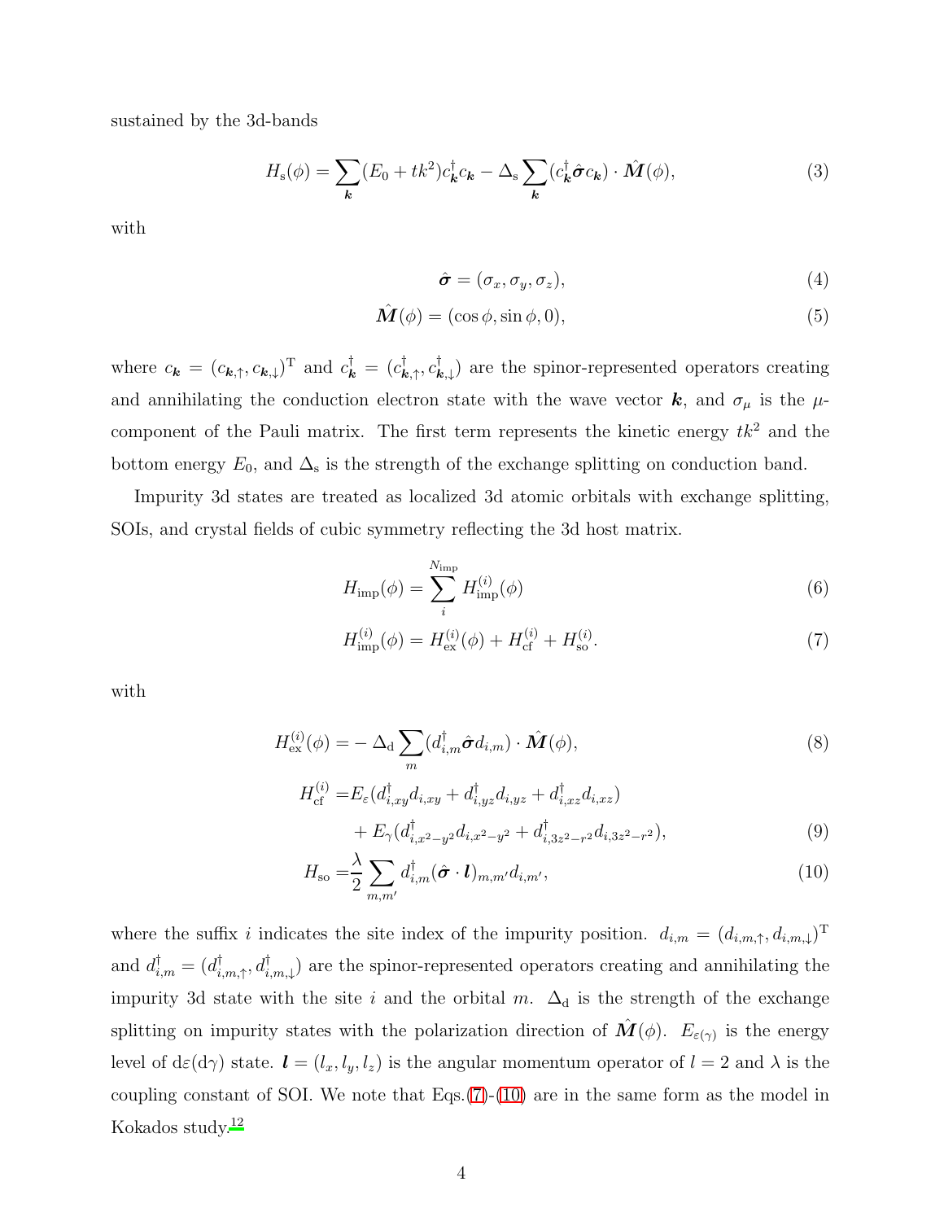sustained by the 3d-bands

$$H_{\rm s}(\phi) = \sum_{\boldsymbol{k}} (E_0 + tk^2) c_{\boldsymbol{k}}^\dagger c_{\boldsymbol{k}} - \Delta_{\rm s} \sum_{\boldsymbol{k}} (c_{\boldsymbol{k}}^\dagger \hat{\boldsymbol{\sigma}} c_{\boldsymbol{k}}) \cdot \hat{\boldsymbol{M}}(\phi), \tag{3}$$

with

$$\hat{\boldsymbol{\sigma}} = (\sigma_x, \sigma_y, \sigma_z), \tag{4}$$

$$\hat{\boldsymbol{M}}(\phi) = (\cos\phi, \sin\phi, 0), \tag{5}$$

where $c_{\boldsymbol{k}} = (c_{\boldsymbol{k},\uparrow}, c_{\boldsymbol{k},\downarrow})^{\rm T}$ and $c_{\boldsymbol{k}}^\dagger = (c_{\boldsymbol{k},\uparrow}^\dagger, c_{\boldsymbol{k},\downarrow}^\dagger)$ are the spinor-represented operators creating and annihilating the conduction electron state with the wave vector $\boldsymbol{k}$, and $\sigma_\mu$ is the $\mu$-component of the Pauli matrix. The first term represents the kinetic energy $tk^2$ and the bottom energy $E_0$, and $\Delta_{\rm s}$ is the strength of the exchange splitting on conduction band.

Impurity 3d states are treated as localized 3d atomic orbitals with exchange splitting, SOIs, and crystal fields of cubic symmetry reflecting the 3d host matrix.

$$H_{\rm imp}(\phi) = \sum_{i}^{N_{\rm imp}} H_{\rm imp}^{(i)}(\phi) \tag{6}$$

$$H_{\rm imp}^{(i)}(\phi) = H_{\rm ex}^{(i)}(\phi) + H_{\rm cf}^{(i)} + H_{\rm so}^{(i)}. \tag{7}$$

with

$$H_{\rm ex}^{(i)}(\phi) = -\Delta_{\rm d} \sum_{m} (d_{i,m}^\dagger \hat{\boldsymbol{\sigma}} d_{i,m}) \cdot \hat{\boldsymbol{M}}(\phi), \tag{8}$$

$$\begin{aligned} H_{\rm cf}^{(i)} =& E_\varepsilon (d_{i,xy}^\dagger d_{i,xy} + d_{i,yz}^\dagger d_{i,yz} + d_{i,xz}^\dagger d_{i,xz}) \\ &+ E_\gamma (d_{i,x^2-y^2}^\dagger d_{i,x^2-y^2} + d_{i,3z^2-r^2}^\dagger d_{i,3z^2-r^2}), \end{aligned} \tag{9}$$

$$H_{\rm so} = \frac{\lambda}{2} \sum_{m,m'} d_{i,m}^\dagger (\hat{\boldsymbol{\sigma}} \cdot \boldsymbol{l})_{m,m'} d_{i,m'}, \tag{10}$$

where the suffix $i$ indicates the site index of the impurity position. $d_{i,m} = (d_{i,m,\uparrow}, d_{i,m,\downarrow})^{\rm T}$ and $d_{i,m}^\dagger = (d_{i,m,\uparrow}^\dagger, d_{i,m,\downarrow}^\dagger)$ are the spinor-represented operators creating and annihilating the impurity 3d state with the site $i$ and the orbital $m$. $\Delta_{\rm d}$ is the strength of the exchange splitting on impurity states with the polarization direction of $\hat{\boldsymbol{M}}(\phi)$. $E_{\varepsilon(\gamma)}$ is the energy level of d$\varepsilon$(d$\gamma$) state. $\boldsymbol{l} = (l_x, l_y, l_z)$ is the angular momentum operator of $l = 2$ and $\lambda$ is the coupling constant of SOI. We note that Eqs.(7)-(10) are in the same form as the model in Kokados study.[12]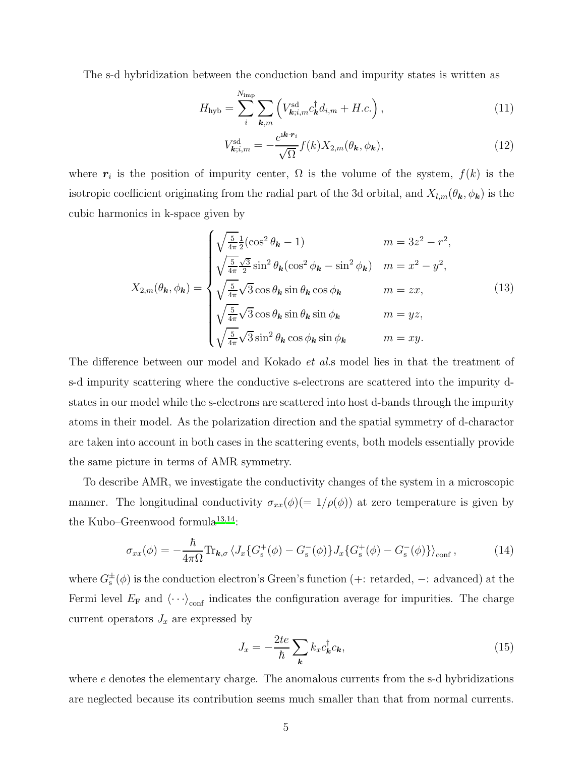The s-d hybridization between the conduction band and impurity states is written as

$$H_{\rm hyb} = \sum_{i}^{N_{\rm imp}} \sum_{\boldsymbol{k},m} \left( V^{\rm sd}_{\boldsymbol{k};i,m} c^{\dagger}_{\boldsymbol{k}} d_{i,m} + H.c. \right), \tag{11}$$

$$V^{\rm sd}_{\boldsymbol{k};i,m} = -\frac{e^{\imath \boldsymbol{k}\cdot\boldsymbol{r}_i}}{\sqrt{\Omega}} f(k) X_{2,m}(\theta_{\boldsymbol{k}}, \phi_{\boldsymbol{k}}), \tag{12}$$

where $\boldsymbol{r}_i$ is the position of impurity center, $\Omega$ is the volume of the system, $f(k)$ is the isotropic coefficient originating from the radial part of the 3d orbital, and $X_{l,m}(\theta_{\boldsymbol{k}}, \phi_{\boldsymbol{k}})$ is the cubic harmonics in k-space given by

$$X_{2,m}(\theta_{\boldsymbol{k}}, \phi_{\boldsymbol{k}}) = \begin{cases} \sqrt{\frac{5}{4\pi}} \frac{1}{2}(\cos^2\theta_{\boldsymbol{k}} - 1) & m = 3z^2 - r^2, \\ \sqrt{\frac{5}{4\pi}} \frac{\sqrt{3}}{2} \sin^2\theta_{\boldsymbol{k}} (\cos^2\phi_{\boldsymbol{k}} - \sin^2\phi_{\boldsymbol{k}}) & m = x^2 - y^2, \\ \sqrt{\frac{5}{4\pi}} \sqrt{3} \cos\theta_{\boldsymbol{k}} \sin\theta_{\boldsymbol{k}} \cos\phi_{\boldsymbol{k}} & m = zx, \\ \sqrt{\frac{5}{4\pi}} \sqrt{3} \cos\theta_{\boldsymbol{k}} \sin\theta_{\boldsymbol{k}} \sin\phi_{\boldsymbol{k}} & m = yz, \\ \sqrt{\frac{5}{4\pi}} \sqrt{3} \sin^2\theta_{\boldsymbol{k}} \cos\phi_{\boldsymbol{k}} \sin\phi_{\boldsymbol{k}} & m = xy. \end{cases} \tag{13}$$

The difference between our model and Kokado *et al.*s model lies in that the treatment of s-d impurity scattering where the conductive s-electrons are scattered into the impurity d-states in our model while the s-electrons are scattered into host d-bands through the impurity atoms in their model. As the polarization direction and the spatial symmetry of d-charactor are taken into account in both cases in the scattering events, both models essentially provide the same picture in terms of AMR symmetry.

To describe AMR, we investigate the conductivity changes of the system in a microscopic manner. The longitudinal conductivity $\sigma_{xx}(\phi) (= 1/\rho(\phi))$ at zero temperature is given by the Kubo–Greenwood formula[13,14]:

$$\sigma_{xx}(\phi) = -\frac{\hbar}{4\pi\Omega} {\rm Tr}_{\boldsymbol{k},\sigma} \left\langle J_x \{G^{+}_{\rm s}(\phi) - G^{-}_{\rm s}(\phi)\} J_x \{G^{+}_{\rm s}(\phi) - G^{-}_{\rm s}(\phi)\} \right\rangle_{\rm conf}, \tag{14}$$

where $G^{\pm}_{\rm s}(\phi)$ is the conduction electron's Green's function (+: retarded, −: advanced) at the Fermi level $E_{\rm F}$ and $\langle \cdots \rangle_{\rm conf}$ indicates the configuration average for impurities. The charge current operators $J_x$ are expressed by

$$J_x = -\frac{2te}{\hbar} \sum_{\boldsymbol{k}} k_x c^{\dagger}_{\boldsymbol{k}} c_{\boldsymbol{k}}, \tag{15}$$

where $e$ denotes the elementary charge. The anomalous currents from the s-d hybridizations are neglected because its contribution seems much smaller than that from normal currents.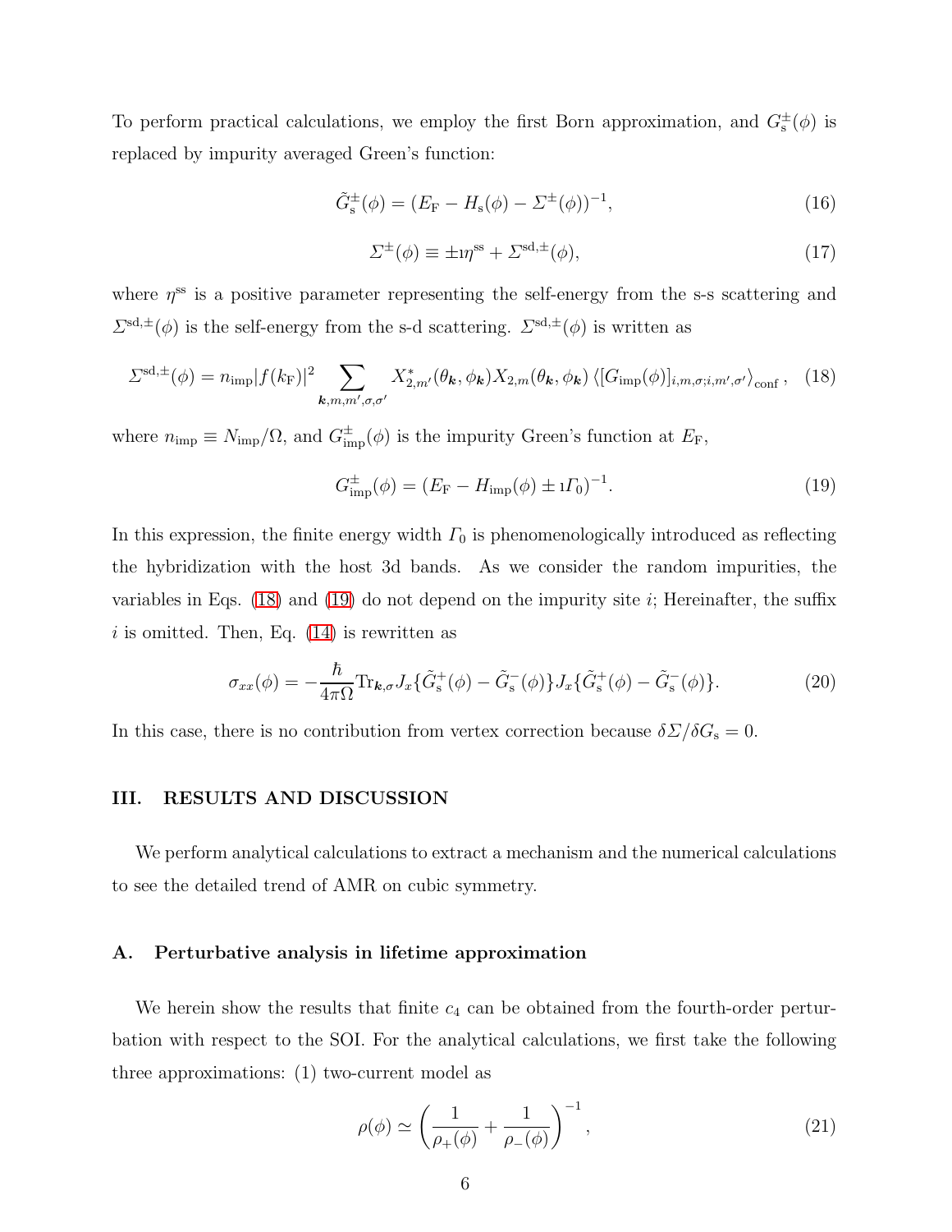To perform practical calculations, we employ the first Born approximation, and $G^{\pm}_{\mathrm{s}}(\phi)$ is replaced by impurity averaged Green's function:

$$\tilde{G}^{\pm}_{\mathrm{s}}(\phi) = (E_{\mathrm{F}} - H_{\mathrm{s}}(\phi) - \Sigma^{\pm}(\phi))^{-1}, \tag{16}$$

$$\Sigma^{\pm}(\phi) \equiv \pm \imath \eta^{\mathrm{ss}} + \Sigma^{\mathrm{sd},\pm}(\phi), \tag{17}$$

where $\eta^{\mathrm{ss}}$ is a positive parameter representing the self-energy from the s-s scattering and $\Sigma^{\mathrm{sd},\pm}(\phi)$ is the self-energy from the s-d scattering. $\Sigma^{\mathrm{sd},\pm}(\phi)$ is written as

$$\Sigma^{\mathrm{sd},\pm}(\phi) = n_{\mathrm{imp}} |f(k_{\mathrm{F}})|^2 \sum_{\boldsymbol{k},m,m',\sigma,\sigma'} X^*_{2,m'}(\theta_{\boldsymbol{k}}, \phi_{\boldsymbol{k}}) X_{2,m}(\theta_{\boldsymbol{k}}, \phi_{\boldsymbol{k}}) \left\langle [G_{\mathrm{imp}}(\phi)]_{i,m,\sigma;i,m',\sigma'} \right\rangle_{\mathrm{conf}}, \tag{18}$$

where $n_{\mathrm{imp}} \equiv N_{\mathrm{imp}}/\Omega$, and $G^{\pm}_{\mathrm{imp}}(\phi)$ is the impurity Green's function at $E_{\mathrm{F}}$,

$$G^{\pm}_{\mathrm{imp}}(\phi) = (E_{\mathrm{F}} - H_{\mathrm{imp}}(\phi) \pm \imath \Gamma_0)^{-1}. \tag{19}$$

In this expression, the finite energy width $\Gamma_0$ is phenomenologically introduced as reflecting the hybridization with the host 3d bands. As we consider the random impurities, the variables in Eqs. (18) and (19) do not depend on the impurity site $i$; Hereinafter, the suffix $i$ is omitted. Then, Eq. (14) is rewritten as

$$\sigma_{xx}(\phi) = -\frac{\hbar}{4\pi\Omega} \mathrm{Tr}_{\boldsymbol{k},\sigma} J_x \{\tilde{G}^{+}_{\mathrm{s}}(\phi) - \tilde{G}^{-}_{\mathrm{s}}(\phi)\} J_x \{\tilde{G}^{+}_{\mathrm{s}}(\phi) - \tilde{G}^{-}_{\mathrm{s}}(\phi)\}. \tag{20}$$

In this case, there is no contribution from vertex correction because $\delta\Sigma/\delta G_{\mathrm{s}} = 0$.

## III. RESULTS AND DISCUSSION

We perform analytical calculations to extract a mechanism and the numerical calculations to see the detailed trend of AMR on cubic symmetry.

### A. Perturbative analysis in lifetime approximation

We herein show the results that finite $c_4$ can be obtained from the fourth-order perturbation with respect to the SOI. For the analytical calculations, we first take the following three approximations: (1) two-current model as

$$\rho(\phi) \simeq \left( \frac{1}{\rho_{+}(\phi)} + \frac{1}{\rho_{-}(\phi)} \right)^{-1}, \tag{21}$$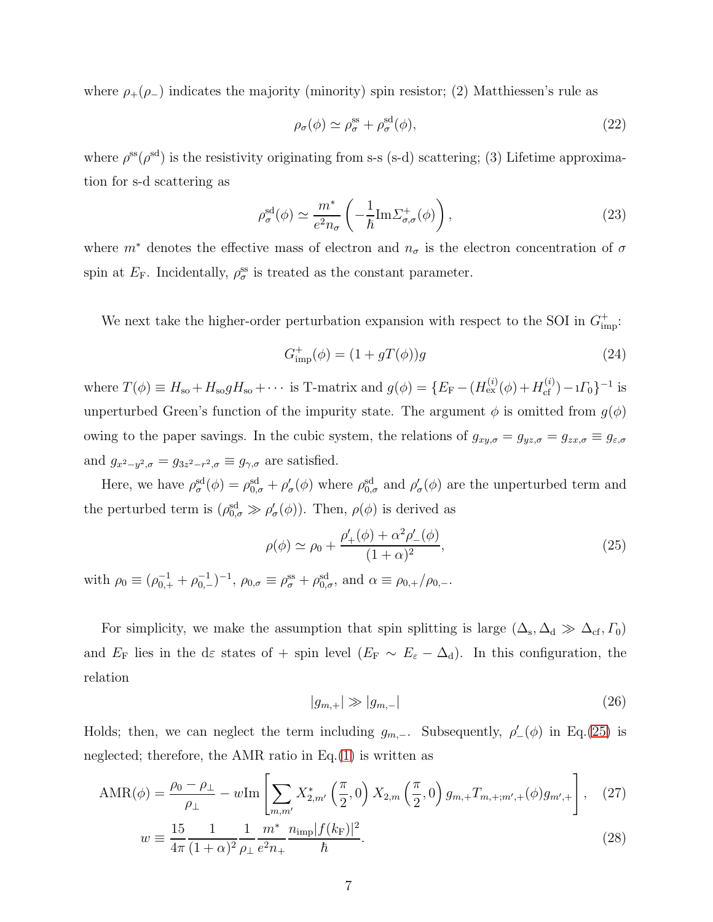where $\rho_+ (\rho_-)$ indicates the majority (minority) spin resistor; (2) Matthiessen's rule as

$$\rho_\sigma(\phi) \simeq \rho_\sigma^{\rm ss} + \rho_\sigma^{\rm sd}(\phi), \tag{22}$$

where $\rho^{\rm ss}(\rho^{\rm sd})$ is the resistivity originating from s-s (s-d) scattering; (3) Lifetime approximation for s-d scattering as

$$\rho_\sigma^{\rm sd}(\phi) \simeq \frac{m^*}{e^2 n_\sigma}\left(-\frac{1}{\hbar}{\rm Im}\varSigma_{\sigma,\sigma}^{+}(\phi)\right), \tag{23}$$

where $m^*$ denotes the effective mass of electron and $n_\sigma$ is the electron concentration of $\sigma$ spin at $E_{\rm F}$. Incidentally, $\rho_\sigma^{\rm ss}$ is treated as the constant parameter.

We next take the higher-order perturbation expansion with respect to the SOI in $G_{\rm imp}^+$:

$$G_{\rm imp}^+(\phi) = (1 + gT(\phi))g \tag{24}$$

where $T(\phi) \equiv H_{\rm so} + H_{\rm so} g H_{\rm so} + \cdots$ is T-matrix and $g(\phi) = \{E_{\rm F} - (H_{\rm ex}^{(i)}(\phi) + H_{\rm cf}^{(i)}) - \imath \varGamma_0\}^{-1}$ is unperturbed Green's function of the impurity state. The argument $\phi$ is omitted from $g(\phi)$ owing to the paper savings. In the cubic system, the relations of $g_{xy,\sigma} = g_{yz,\sigma} = g_{zx,\sigma} \equiv g_{\varepsilon,\sigma}$ and $g_{x^2-y^2,\sigma} = g_{3z^2-r^2,\sigma} \equiv g_{\gamma,\sigma}$ are satisfied.

Here, we have $\rho_\sigma^{\rm sd}(\phi) = \rho_{0,\sigma}^{\rm sd} + \rho'_\sigma(\phi)$ where $\rho_{0,\sigma}^{\rm sd}$ and $\rho'_\sigma(\phi)$ are the unperturbed term and the perturbed term is ($\rho_{0,\sigma}^{\rm sd} \gg \rho'_\sigma(\phi)$). Then, $\rho(\phi)$ is derived as

$$\rho(\phi) \simeq \rho_0 + \frac{\rho'_+(\phi) + \alpha^2 \rho'_-(\phi)}{(1+\alpha)^2}, \tag{25}$$

with $\rho_0 \equiv (\rho_{0,+}^{-1} + \rho_{0,-}^{-1})^{-1}$, $\rho_{0,\sigma} \equiv \rho_\sigma^{\rm ss} + \rho_{0,\sigma}^{\rm sd}$, and $\alpha \equiv \rho_{0,+}/\rho_{0,-}$.

For simplicity, we make the assumption that spin splitting is large ($\Delta_{\rm s}, \Delta_{\rm d} \gg \Delta_{\rm cf}, \varGamma_0$) and $E_{\rm F}$ lies in the d$\varepsilon$ states of + spin level ($E_{\rm F} \sim E_\varepsilon - \Delta_{\rm d}$). In this configuration, the relation

$$|g_{m,+}| \gg |g_{m,-}| \tag{26}$$

Holds; then, we can neglect the term including $g_{m,-}$. Subsequently, $\rho'_-(\phi)$ in Eq.(25) is neglected; therefore, the AMR ratio in Eq.(1) is written as

$$\text{AMR}(\phi) = \frac{\rho_0 - \rho_\perp}{\rho_\perp} - w{\rm Im}\left[\sum_{m,m'} X_{2,m'}^*\left(\frac{\pi}{2},0\right) X_{2,m}\left(\frac{\pi}{2},0\right) g_{m,+} T_{m,+;m',+}(\phi) g_{m',+}\right], \tag{27}$$

$$w \equiv \frac{15}{4\pi}\frac{1}{(1+\alpha)^2}\frac{1}{\rho_\perp}\frac{m^*}{e^2 n_+}\frac{n_{\rm imp}|f(k_{\rm F})|^2}{\hbar}. \tag{28}$$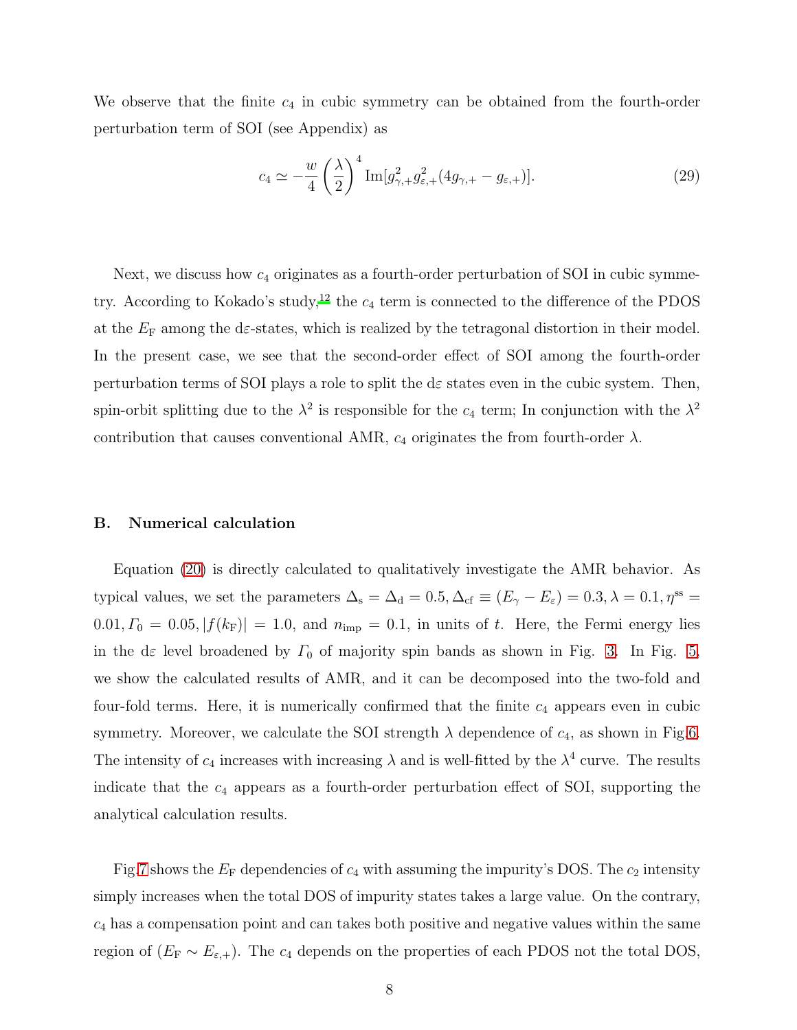We observe that the finite $c_4$ in cubic symmetry can be obtained from the fourth-order perturbation term of SOI (see Appendix) as

$$c_4 \simeq -\frac{w}{4}\left(\frac{\lambda}{2}\right)^4 \mathrm{Im}[g_{\gamma,+}^2 g_{\varepsilon,+}^2 (4g_{\gamma,+} - g_{\varepsilon,+})]. \tag{29}$$

Next, we discuss how $c_4$ originates as a fourth-order perturbation of SOI in cubic symmetry. According to Kokado's study,[12] the $c_4$ term is connected to the difference of the PDOS at the $E_\mathrm{F}$ among the d$\varepsilon$-states, which is realized by the tetragonal distortion in their model. In the present case, we see that the second-order effect of SOI among the fourth-order perturbation terms of SOI plays a role to split the d$\varepsilon$ states even in the cubic system. Then, spin-orbit splitting due to the $\lambda^2$ is responsible for the $c_4$ term; In conjunction with the $\lambda^2$ contribution that causes conventional AMR, $c_4$ originates the from fourth-order $\lambda$.

### B. Numerical calculation

Equation (20) is directly calculated to qualitatively investigate the AMR behavior. As typical values, we set the parameters $\Delta_\mathrm{s} = \Delta_\mathrm{d} = 0.5, \Delta_\mathrm{cf} \equiv (E_\gamma - E_\varepsilon) = 0.3, \lambda = 0.1, \eta^\mathrm{ss} = 0.01, \mathit{\Gamma}_0 = 0.05, |f(k_\mathrm{F})| = 1.0$, and $n_\mathrm{imp} = 0.1$, in units of $t$. Here, the Fermi energy lies in the d$\varepsilon$ level broadened by $\mathit{\Gamma}_0$ of majority spin bands as shown in Fig. 3. In Fig. 5, we show the calculated results of AMR, and it can be decomposed into the two-fold and four-fold terms. Here, it is numerically confirmed that the finite $c_4$ appears even in cubic symmetry. Moreover, we calculate the SOI strength $\lambda$ dependence of $c_4$, as shown in Fig.6. The intensity of $c_4$ increases with increasing $\lambda$ and is well-fitted by the $\lambda^4$ curve. The results indicate that the $c_4$ appears as a fourth-order perturbation effect of SOI, supporting the analytical calculation results.

Fig.7 shows the $E_\mathrm{F}$ dependencies of $c_4$ with assuming the impurity's DOS. The $c_2$ intensity simply increases when the total DOS of impurity states takes a large value. On the contrary, $c_4$ has a compensation point and can takes both positive and negative values within the same region of ($E_\mathrm{F} \sim E_{\varepsilon,+}$). The $c_4$ depends on the properties of each PDOS not the total DOS,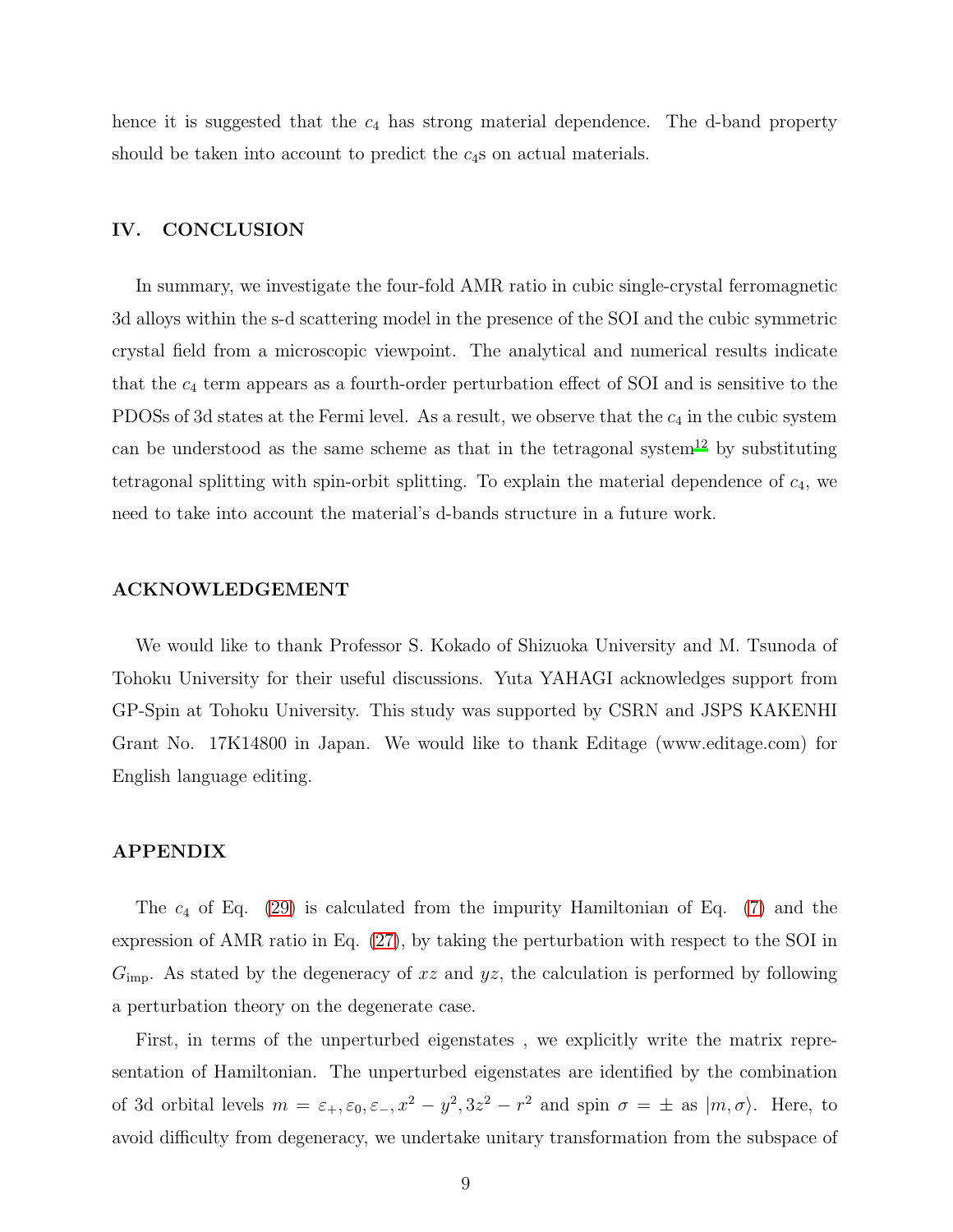hence it is suggested that the $c_4$ has strong material dependence. The d-band property should be taken into account to predict the $c_4$s on actual materials.

## IV. CONCLUSION

In summary, we investigate the four-fold AMR ratio in cubic single-crystal ferromagnetic 3d alloys within the s-d scattering model in the presence of the SOI and the cubic symmetric crystal field from a microscopic viewpoint. The analytical and numerical results indicate that the $c_4$ term appears as a fourth-order perturbation effect of SOI and is sensitive to the PDOSs of 3d states at the Fermi level. As a result, we observe that the $c_4$ in the cubic system can be understood as the same scheme as that in the tetragonal system[12] by substituting tetragonal splitting with spin-orbit splitting. To explain the material dependence of $c_4$, we need to take into account the material's d-bands structure in a future work.

## ACKNOWLEDGEMENT

We would like to thank Professor S. Kokado of Shizuoka University and M. Tsunoda of Tohoku University for their useful discussions. Yuta YAHAGI acknowledges support from GP-Spin at Tohoku University. This study was supported by CSRN and JSPS KAKENHI Grant No. 17K14800 in Japan. We would like to thank Editage (www.editage.com) for English language editing.

## APPENDIX

The $c_4$ of Eq. (29) is calculated from the impurity Hamiltonian of Eq. (7) and the expression of AMR ratio in Eq. (27), by taking the perturbation with respect to the SOI in $G_{\mathrm{imp}}$. As stated by the degeneracy of $xz$ and $yz$, the calculation is performed by following a perturbation theory on the degenerate case.

First, in terms of the unperturbed eigenstates , we explicitly write the matrix representation of Hamiltonian. The unperturbed eigenstates are identified by the combination of 3d orbital levels $m = \varepsilon_+, \varepsilon_0, \varepsilon_-, x^2 - y^2, 3z^2 - r^2$ and spin $\sigma = \pm$ as $|m, \sigma\rangle$. Here, to avoid difficulty from degeneracy, we undertake unitary transformation from the subspace of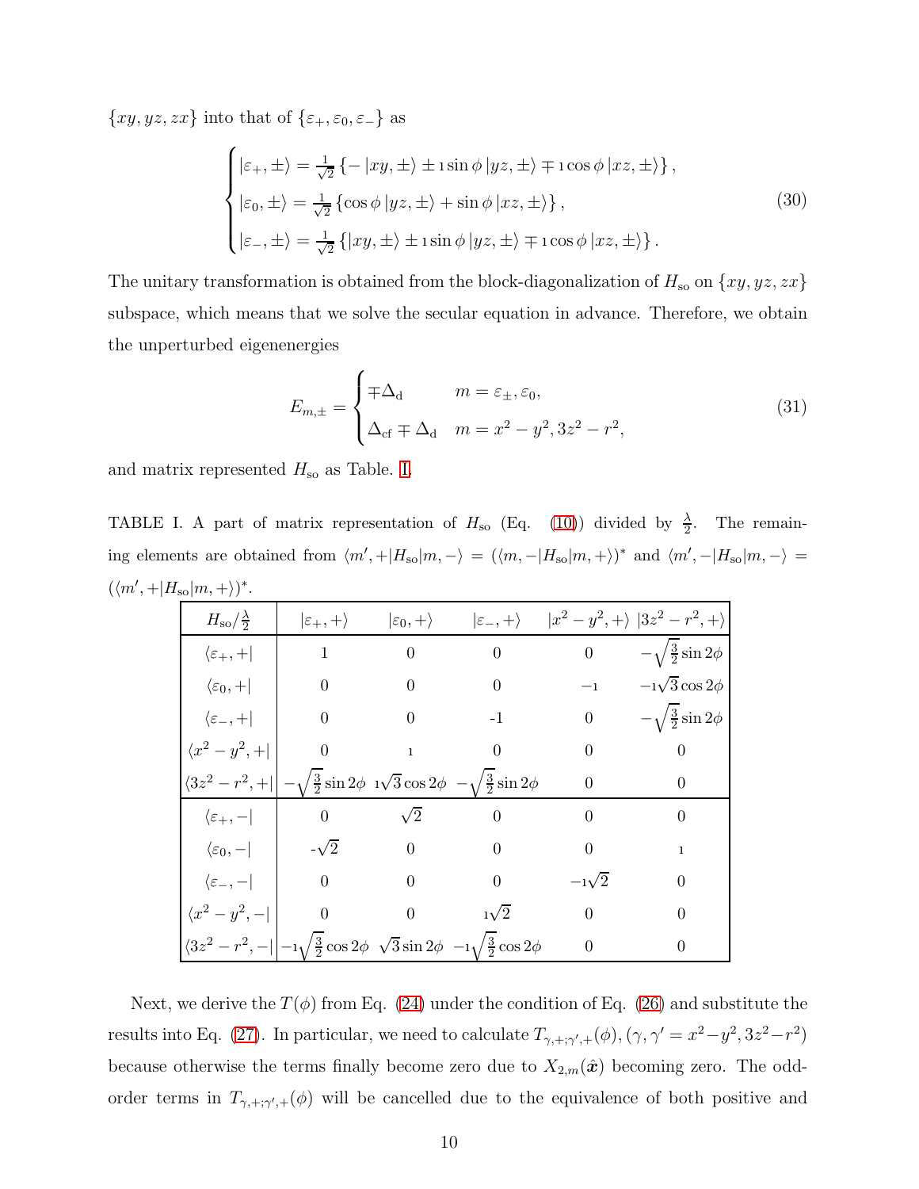$\{xy, yz, zx\}$ into that of $\{\varepsilon_+, \varepsilon_0, \varepsilon_-\}$ as

$$
\begin{cases}
|\varepsilon_+, \pm\rangle = \frac{1}{\sqrt{2}} \{-|xy, \pm\rangle \pm \imath \sin\phi \, |yz, \pm\rangle \mp \imath \cos\phi \, |xz, \pm\rangle\}, \\
|\varepsilon_0, \pm\rangle = \frac{1}{\sqrt{2}} \{\cos\phi \, |yz, \pm\rangle + \sin\phi \, |xz, \pm\rangle\}, \\
|\varepsilon_-, \pm\rangle = \frac{1}{\sqrt{2}} \{|xy, \pm\rangle \pm \imath \sin\phi \, |yz, \pm\rangle \mp \imath \cos\phi \, |xz, \pm\rangle\}.
\end{cases}
\tag{30}
$$

The unitary transformation is obtained from the block-diagonalization of $H_{\rm so}$ on $\{xy, yz, zx\}$ subspace, which means that we solve the secular equation in advance. Therefore, we obtain the unperturbed eigenenergies

$$
E_{m,\pm} = \begin{cases}
\mp\Delta_{\rm d} & m = \varepsilon_\pm, \varepsilon_0, \\
\Delta_{\rm cf} \mp \Delta_{\rm d} & m = x^2-y^2, 3z^2-r^2,
\end{cases}
\tag{31}
$$

and matrix represented $H_{\rm so}$ as Table. I.

TABLE I. A part of matrix representation of $H_{\rm so}$ (Eq. (10)) divided by $\frac{\lambda}{2}$. The remaining elements are obtained from $\langle m', +|H_{\rm so}|m, -\rangle = (\langle m, -|H_{\rm so}|m, +\rangle)^*$ and $\langle m', -|H_{\rm so}|m, -\rangle = (\langle m', +|H_{\rm so}|m, +\rangle)^*$.

| $H_{\rm so}/\frac{\lambda}{2}$ | $\lvert\varepsilon_+, +\rangle$ | $\lvert\varepsilon_0, +\rangle$ | $\lvert\varepsilon_-, +\rangle$ | $\lvert x^2-y^2, +\rangle$ | $\lvert 3z^2-r^2, +\rangle$ |
|---|---|---|---|---|---|
| $\langle\varepsilon_+, +\rvert$ | 1 | 0 | 0 | 0 | $-\sqrt{\frac{3}{2}}\sin 2\phi$ |
| $\langle\varepsilon_0, +\rvert$ | 0 | 0 | 0 | $-\imath$ | $-\imath\sqrt{3}\cos 2\phi$ |
| $\langle\varepsilon_-, +\rvert$ | 0 | 0 | -1 | 0 | $-\sqrt{\frac{3}{2}}\sin 2\phi$ |
| $\langle x^2-y^2, +\rvert$ | 0 | $\imath$ | 0 | 0 | 0 |
| $\langle 3z^2-r^2, +\rvert$ | $-\sqrt{\frac{3}{2}}\sin 2\phi$ | $\imath\sqrt{3}\cos 2\phi$ | $-\sqrt{\frac{3}{2}}\sin 2\phi$ | 0 | 0 |
| $\langle\varepsilon_+, -\rvert$ | 0 | $\sqrt{2}$ | 0 | 0 | 0 |
| $\langle\varepsilon_0, -\rvert$ | $-\sqrt{2}$ | 0 | 0 | 0 | $\imath$ |
| $\langle\varepsilon_-, -\rvert$ | 0 | 0 | 0 | $-\imath\sqrt{2}$ | 0 |
| $\langle x^2-y^2, -\rvert$ | 0 | 0 | $\imath\sqrt{2}$ | 0 | 0 |
| $\langle 3z^2-r^2, -\rvert$ | $-\imath\sqrt{\frac{3}{2}}\cos 2\phi$ | $\sqrt{3}\sin 2\phi$ | $-\imath\sqrt{\frac{3}{2}}\cos 2\phi$ | 0 | 0 |

Next, we derive the $T(\phi)$ from Eq. (24) under the condition of Eq. (26) and substitute the results into Eq. (27). In particular, we need to calculate $T_{\gamma,+;\gamma',+}(\phi), (\gamma, \gamma' = x^2-y^2, 3z^2-r^2)$ because otherwise the terms finally become zero due to $X_{2,m}(\hat{\boldsymbol{x}})$ becoming zero. The odd-order terms in $T_{\gamma,+;\gamma',+}(\phi)$ will be cancelled due to the equivalence of both positive and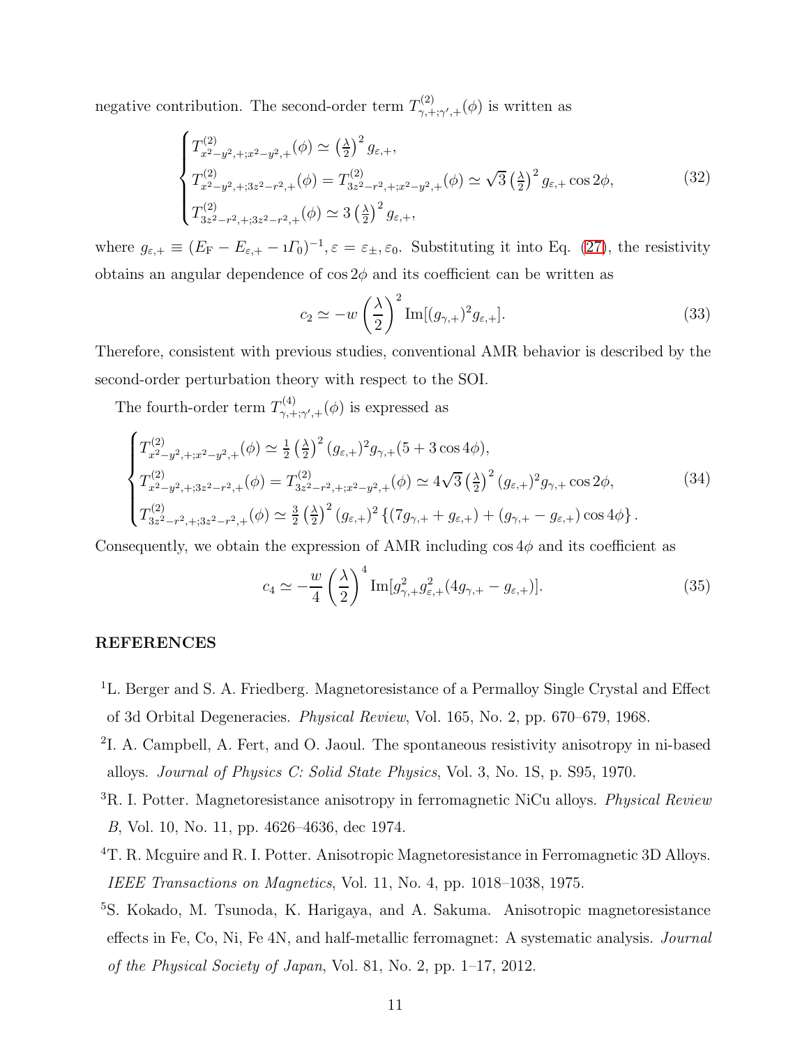negative contribution. The second-order term $T^{(2)}_{\gamma,+;\gamma',+}(\phi)$ is written as

$$
\begin{cases}
T^{(2)}_{x^2-y^2,+;x^2-y^2,+}(\phi) \simeq \left(\frac{\lambda}{2}\right)^2 g_{\varepsilon,+}, \\
T^{(2)}_{x^2-y^2,+;3z^2-r^2,+}(\phi) = T^{(2)}_{3z^2-r^2,+;x^2-y^2,+}(\phi) \simeq \sqrt{3}\left(\frac{\lambda}{2}\right)^2 g_{\varepsilon,+}\cos 2\phi, \\
T^{(2)}_{3z^2-r^2,+;3z^2-r^2,+}(\phi) \simeq 3\left(\frac{\lambda}{2}\right)^2 g_{\varepsilon,+},
\end{cases}
\tag{32}
$$

where $g_{\varepsilon,+} \equiv (E_{\rm F} - E_{\varepsilon,+} - \imath\Gamma_0)^{-1}, \varepsilon = \varepsilon_\pm, \varepsilon_0$. Substituting it into Eq. (27), the resistivity obtains an angular dependence of $\cos 2\phi$ and its coefficient can be written as

$$
c_2 \simeq -w\left(\frac{\lambda}{2}\right)^2 {\rm Im}[(g_{\gamma,+})^2 g_{\varepsilon,+}]. \tag{33}
$$

Therefore, consistent with previous studies, conventional AMR behavior is described by the second-order perturbation theory with respect to the SOI.

The fourth-order term $T^{(4)}_{\gamma,+;\gamma',+}(\phi)$ is expressed as

$$
\begin{cases}
T^{(2)}_{x^2-y^2,+;x^2-y^2,+}(\phi) \simeq \frac{1}{2}\left(\frac{\lambda}{2}\right)^2 (g_{\varepsilon,+})^2 g_{\gamma,+}(5 + 3\cos 4\phi), \\
T^{(2)}_{x^2-y^2,+;3z^2-r^2,+}(\phi) = T^{(2)}_{3z^2-r^2,+;x^2-y^2,+}(\phi) \simeq 4\sqrt{3}\left(\frac{\lambda}{2}\right)^2 (g_{\varepsilon,+})^2 g_{\gamma,+}\cos 2\phi, \\
T^{(2)}_{3z^2-r^2,+;3z^2-r^2,+}(\phi) \simeq \frac{3}{2}\left(\frac{\lambda}{2}\right)^2 (g_{\varepsilon,+})^2 \left\{(7g_{\gamma,+} + g_{\varepsilon,+}) + (g_{\gamma,+} - g_{\varepsilon,+})\cos 4\phi\right\}.
\end{cases}
\tag{34}
$$

Consequently, we obtain the expression of AMR including $\cos 4\phi$ and its coefficient as

$$
c_4 \simeq -\frac{w}{4}\left(\frac{\lambda}{2}\right)^4 {\rm Im}[g^2_{\gamma,+} g^2_{\varepsilon,+}(4g_{\gamma,+} - g_{\varepsilon,+})]. \tag{35}
$$

## REFERENCES

[1] L. Berger and S. A. Friedberg. Magnetoresistance of a Permalloy Single Crystal and Effect of 3d Orbital Degeneracies. *Physical Review*, Vol. 165, No. 2, pp. 670–679, 1968.

[2] I. A. Campbell, A. Fert, and O. Jaoul. The spontaneous resistivity anisotropy in ni-based alloys. *Journal of Physics C: Solid State Physics*, Vol. 3, No. 1S, p. S95, 1970.

[3] R. I. Potter. Magnetoresistance anisotropy in ferromagnetic NiCu alloys. *Physical Review B*, Vol. 10, No. 11, pp. 4626–4636, dec 1974.

[4] T. R. Mcguire and R. I. Potter. Anisotropic Magnetoresistance in Ferromagnetic 3D Alloys. *IEEE Transactions on Magnetics*, Vol. 11, No. 4, pp. 1018–1038, 1975.

[5] S. Kokado, M. Tsunoda, K. Harigaya, and A. Sakuma. Anisotropic magnetoresistance effects in Fe, Co, Ni, Fe 4N, and half-metallic ferromagnet: A systematic analysis. *Journal of the Physical Society of Japan*, Vol. 81, No. 2, pp. 1–17, 2012.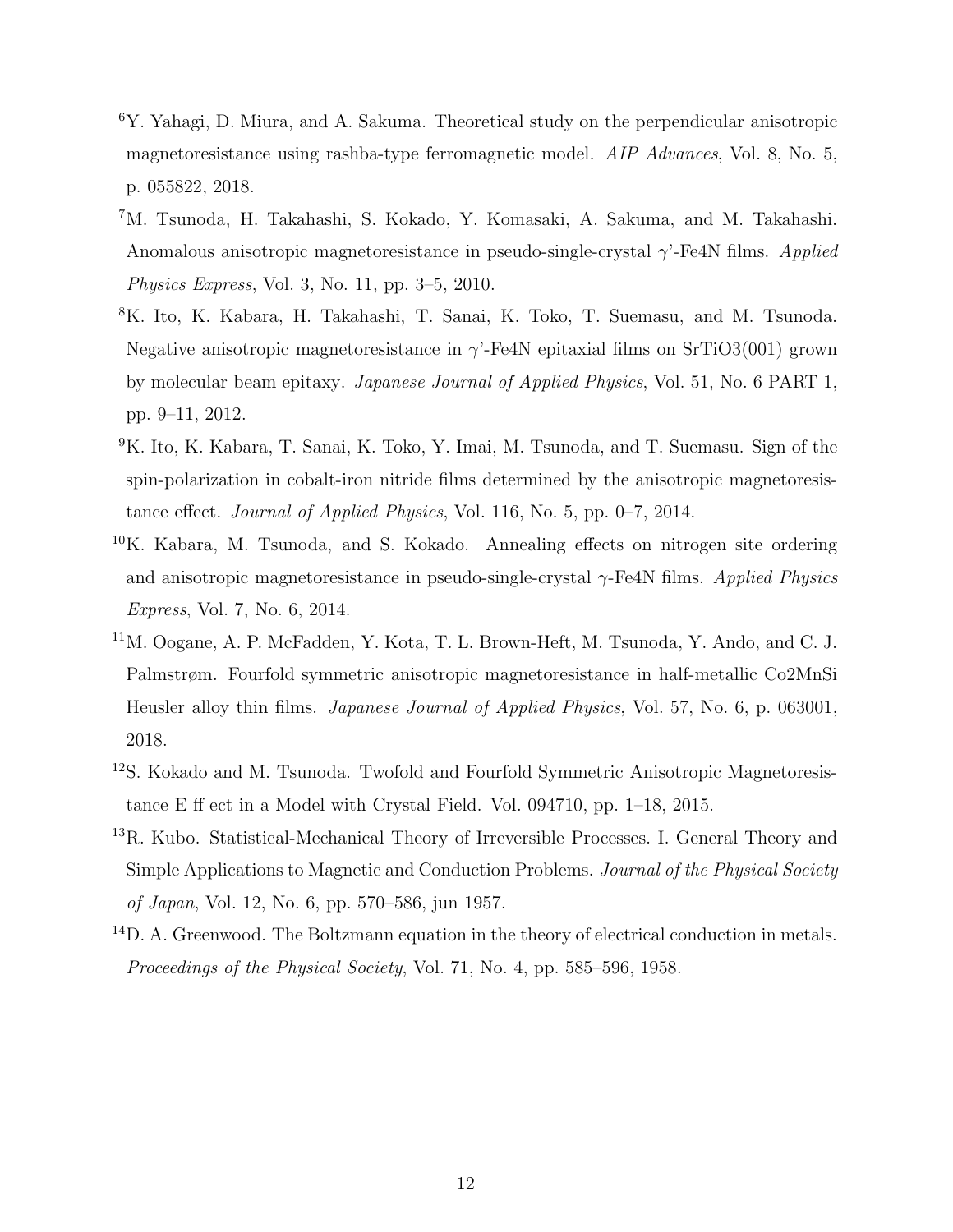[6]Y. Yahagi, D. Miura, and A. Sakuma. Theoretical study on the perpendicular anisotropic magnetoresistance using rashba-type ferromagnetic model. *AIP Advances*, Vol. 8, No. 5, p. 055822, 2018.

[7]M. Tsunoda, H. Takahashi, S. Kokado, Y. Komasaki, A. Sakuma, and M. Takahashi. Anomalous anisotropic magnetoresistance in pseudo-single-crystal $\gamma$'-Fe4N films. *Applied Physics Express*, Vol. 3, No. 11, pp. 3–5, 2010.

[8]K. Ito, K. Kabara, H. Takahashi, T. Sanai, K. Toko, T. Suemasu, and M. Tsunoda. Negative anisotropic magnetoresistance in $\gamma$'-Fe4N epitaxial films on SrTiO3(001) grown by molecular beam epitaxy. *Japanese Journal of Applied Physics*, Vol. 51, No. 6 PART 1, pp. 9–11, 2012.

[9]K. Ito, K. Kabara, T. Sanai, K. Toko, Y. Imai, M. Tsunoda, and T. Suemasu. Sign of the spin-polarization in cobalt-iron nitride films determined by the anisotropic magnetoresistance effect. *Journal of Applied Physics*, Vol. 116, No. 5, pp. 0–7, 2014.

[10]K. Kabara, M. Tsunoda, and S. Kokado. Annealing effects on nitrogen site ordering and anisotropic magnetoresistance in pseudo-single-crystal $\gamma$-Fe4N films. *Applied Physics Express*, Vol. 7, No. 6, 2014.

[11]M. Oogane, A. P. McFadden, Y. Kota, T. L. Brown-Heft, M. Tsunoda, Y. Ando, and C. J. Palmstrøm. Fourfold symmetric anisotropic magnetoresistance in half-metallic Co2MnSi Heusler alloy thin films. *Japanese Journal of Applied Physics*, Vol. 57, No. 6, p. 063001, 2018.

[12]S. Kokado and M. Tsunoda. Twofold and Fourfold Symmetric Anisotropic Magnetoresistance E ff ect in a Model with Crystal Field. Vol. 094710, pp. 1–18, 2015.

[13]R. Kubo. Statistical-Mechanical Theory of Irreversible Processes. I. General Theory and Simple Applications to Magnetic and Conduction Problems. *Journal of the Physical Society of Japan*, Vol. 12, No. 6, pp. 570–586, jun 1957.

[14]D. A. Greenwood. The Boltzmann equation in the theory of electrical conduction in metals. *Proceedings of the Physical Society*, Vol. 71, No. 4, pp. 585–596, 1958.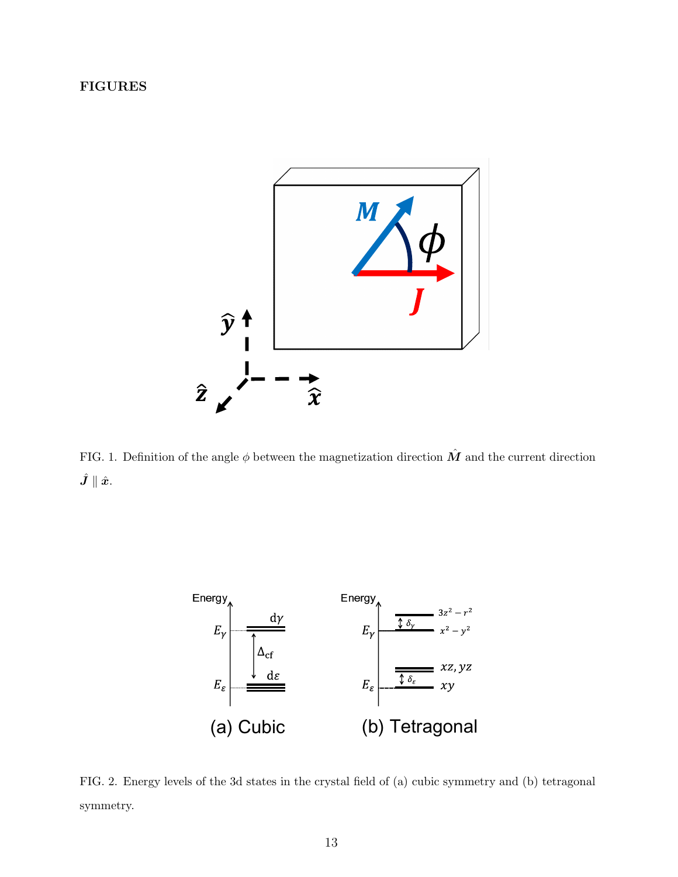# FIGURES

FIG. 1. Definition of the angle $\phi$ between the magnetization direction $\hat{\boldsymbol{M}}$ and the current direction $\hat{\boldsymbol{J}} \parallel \hat{\boldsymbol{x}}$.

FIG. 2. Energy levels of the 3d states in the crystal field of (a) cubic symmetry and (b) tetragonal symmetry.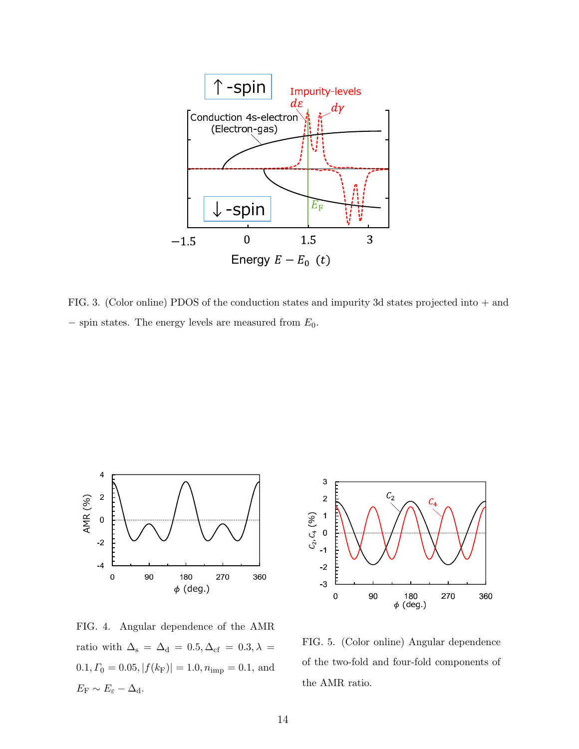FIG. 3. (Color online) PDOS of the conduction states and impurity 3d states projected into + and − spin states. The energy levels are measured from $E_0$.

FIG. 4. Angular dependence of the AMR ratio with $\Delta_s = \Delta_d = 0.5, \Delta_{cf} = 0.3, \lambda = 0.1, \Gamma_0 = 0.05, |f(k_F)| = 1.0, n_{imp} = 0.1$, and $E_F \sim E_\varepsilon - \Delta_d$.

FIG. 5. (Color online) Angular dependence of the two-fold and four-fold components of the AMR ratio.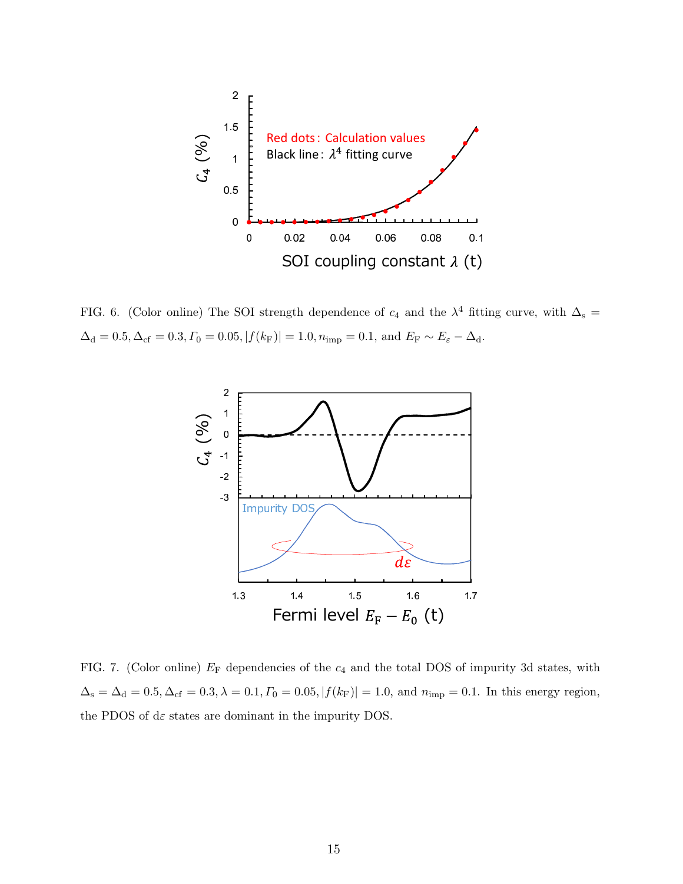2

1.5

1

0.5

0

0

0.02

0.04

0.06

0.08

0.1

$C_4$ (%)

SOI coupling constant $\lambda$ (t)

Red dots : Calculation values

Black line : $\lambda^4$ fitting curve

FIG. 6. (Color online) The SOI strength dependence of $c_4$ and the $\lambda^4$ fitting curve, with $\Delta_\mathrm{s} = \Delta_\mathrm{d} = 0.5, \Delta_\mathrm{cf} = 0.3, \mathit{\Gamma}_0 = 0.05, |f(k_\mathrm{F})| = 1.0, n_\mathrm{imp} = 0.1$, and $E_\mathrm{F} \sim E_\varepsilon - \Delta_\mathrm{d}$.

2

1

0

-1

-2

-3

$C_4$ (%)

Impurity DOS

$d\varepsilon$

1.3

1.4

1.5

1.6

1.7

Fermi level $E_\mathrm{F} - E_0$ (t)

FIG. 7. (Color online) $E_\mathrm{F}$ dependencies of the $c_4$ and the total DOS of impurity 3d states, with $\Delta_\mathrm{s} = \Delta_\mathrm{d} = 0.5, \Delta_\mathrm{cf} = 0.3, \lambda = 0.1, \mathit{\Gamma}_0 = 0.05, |f(k_\mathrm{F})| = 1.0$, and $n_\mathrm{imp} = 0.1$. In this energy region, the PDOS of d$\varepsilon$ states are dominant in the impurity DOS.